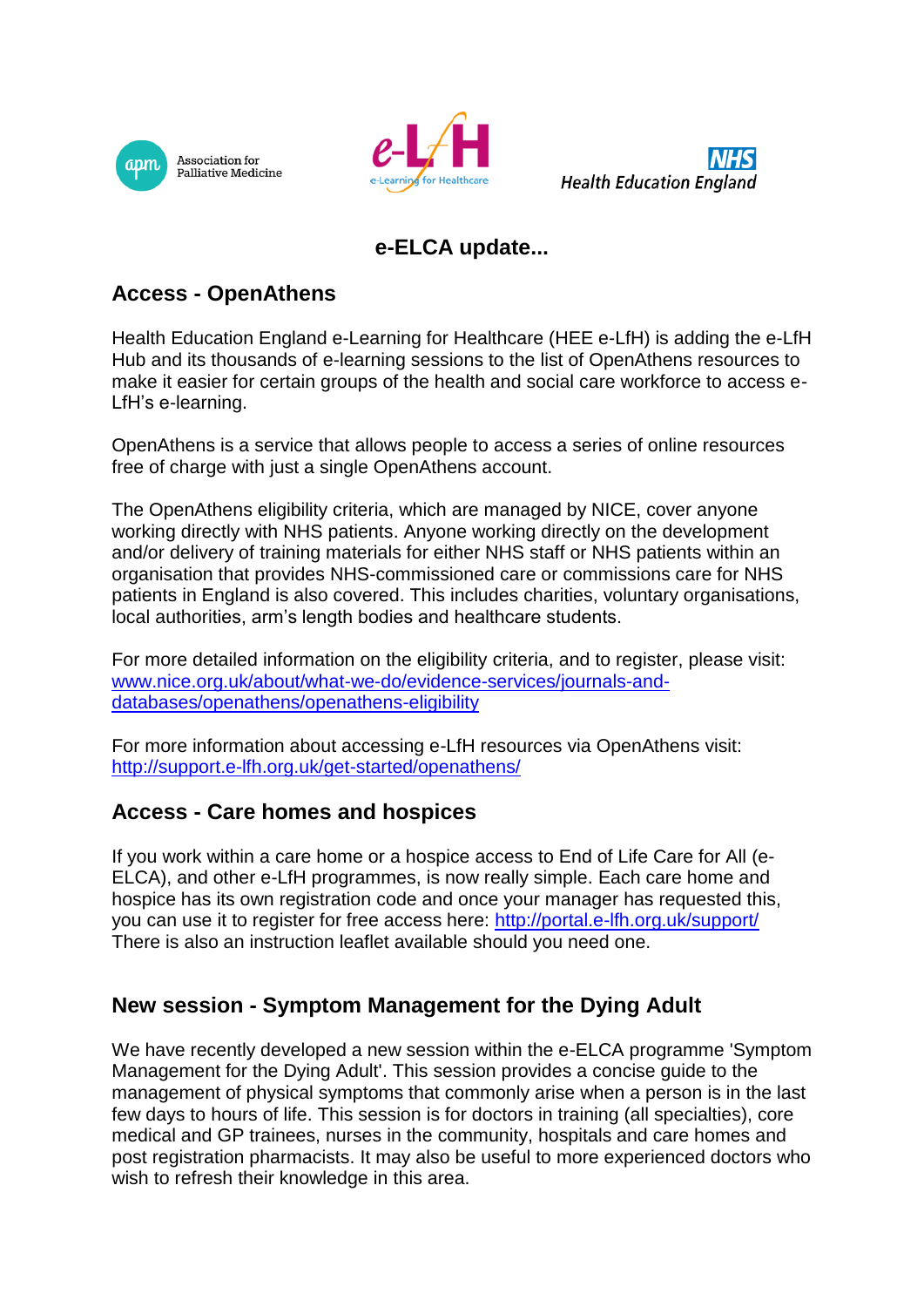# e-ELCA update...

## Access - OpenAthens

Health Education England e-Learning for Healthcare (HEE e-LfH) is adding the e-LfH Hub and its thousands of e-learning sessions to the list of OpenAthens resources to make it easier for certain groups of the health and social care workforce to access e-LfH's e-learning.

OpenAthens is a service that allows people to access a series of online resources free of charge with just a single OpenAthens account.

The OpenAthens eligibility criteria, which are managed by NICE, cover anyone working directly with NHS patients. Anyone working directly on the development and/or delivery of training materials for either NHS staff or NHS patients within an organisation that provides NHS-commissioned care or commissions care for NHS patients in England is also covered. This includes charities, voluntary organisations, local authorities, arm's length bodies and healthcare students.

For more detailed information on the eligibility criteria, and to register, please visit: [www.nice.org.uk/about/what-we-do/evidence-services/journals-and-databases/openathens/openathens-eligibility](www.nice.org.uk/about/what-we-do/evidence-services/journals-and-databases/openathens/openathens-eligibility)

For more information about accessing e-LfH resources via OpenAthens visit: [http://support.e-lfh.org.uk/get-started/openathens/](http://support.e-lfh.org.uk/get-started/openathens/)

## Access - Care homes and hospices

If you work within a care home or a hospice access to End of Life Care for All (e-ELCA), and other e-LfH programmes, is now really simple. Each care home and hospice has its own registration code and once your manager has requested this, you can use it to register for free access here: [http://portal.e-lfh.org.uk/support/](http://portal.e-lfh.org.uk/support/) There is also an instruction leaflet available should you need one.

## New session - Symptom Management for the Dying Adult

We have recently developed a new session within the e-ELCA programme 'Symptom Management for the Dying Adult'. This session provides a concise guide to the management of physical symptoms that commonly arise when a person is in the last few days to hours of life. This session is for doctors in training (all specialties), core medical and GP trainees, nurses in the community, hospitals and care homes and post registration pharmacists. It may also be useful to more experienced doctors who wish to refresh their knowledge in this area.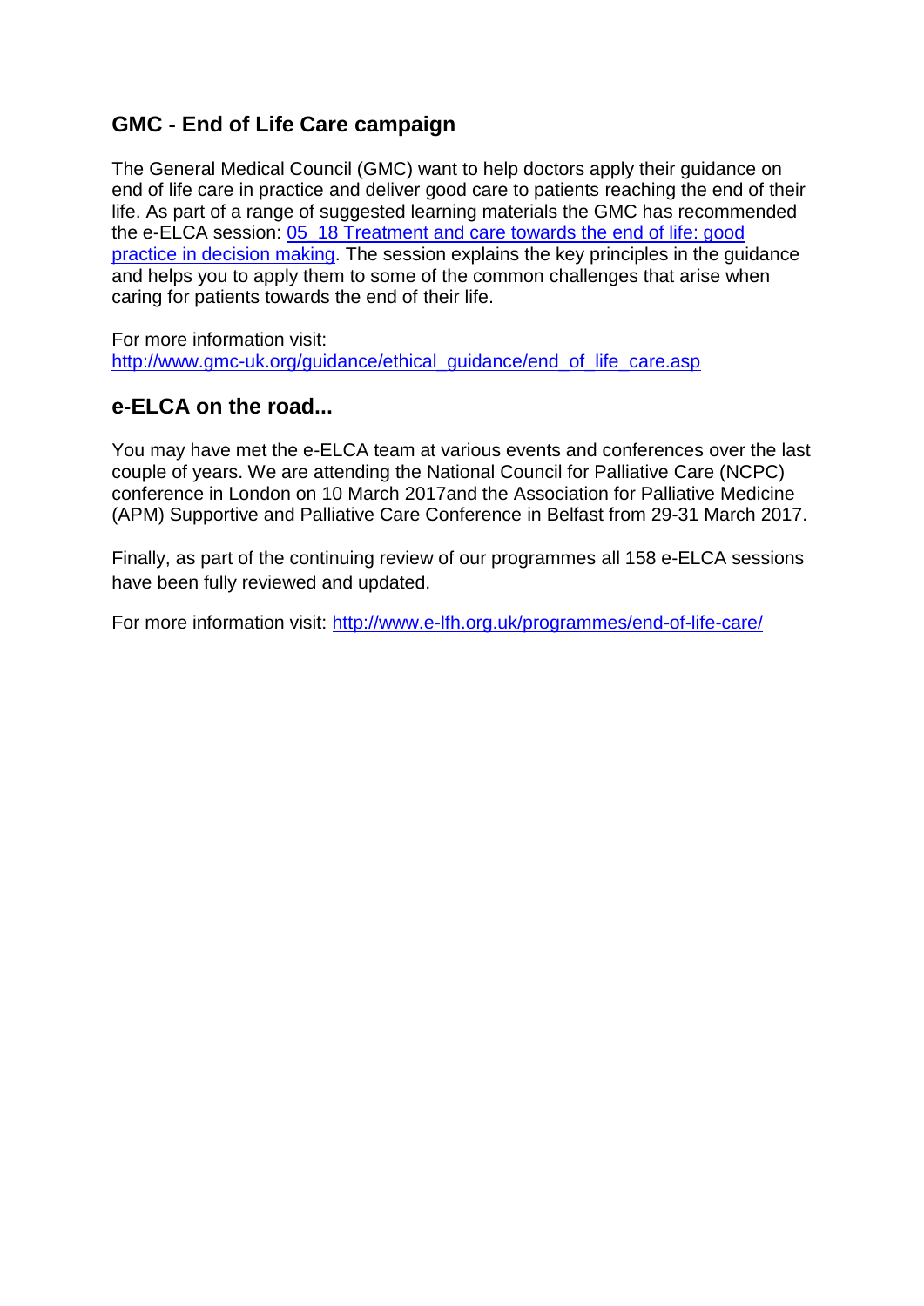## GMC - End of Life Care campaign

The General Medical Council (GMC) want to help doctors apply their guidance on end of life care in practice and deliver good care to patients reaching the end of their life. As part of a range of suggested learning materials the GMC has recommended the e-ELCA session: [05_18 Treatment and care towards the end of life: good practice in decision making](). The session explains the key principles in the guidance and helps you to apply them to some of the common challenges that arise when caring for patients towards the end of their life.

For more information visit:
http://www.gmc-uk.org/guidance/ethical_guidance/end_of_life_care.asp

## e-ELCA on the road...

You may have met the e-ELCA team at various events and conferences over the last couple of years. We are attending the National Council for Palliative Care (NCPC) conference in London on 10 March 2017and the Association for Palliative Medicine (APM) Supportive and Palliative Care Conference in Belfast from 29-31 March 2017.

Finally, as part of the continuing review of our programmes all 158 e-ELCA sessions have been fully reviewed and updated.

For more information visit: http://www.e-lfh.org.uk/programmes/end-of-life-care/